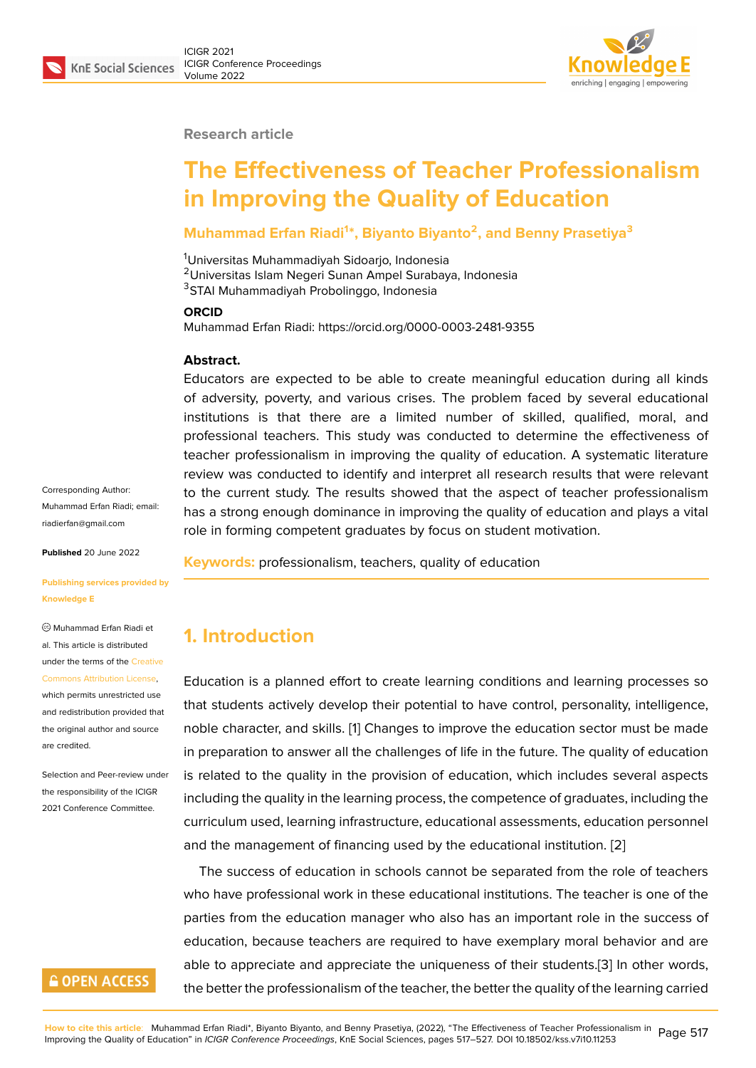Research article

# The Effectiveness of Teacher Professionalism in Improving the Quality of Education

**Muhammad Erfan Riadi[1]*, Biyanto Biyanto[2], and Benny Prasetiya[3]**

[1]Universitas Muhammadiyah Sidoarjo, Indonesia
[2]Universitas Islam Negeri Sunan Ampel Surabaya, Indonesia
[3]STAI Muhammadiyah Probolinggo, Indonesia

**ORCID**
Muhammad Erfan Riadi: https://orcid.org/0000-0003-2481-9355

**Abstract.**
Educators are expected to be able to create meaningful education during all kinds of adversity, poverty, and various crises. The problem faced by several educational institutions is that there are a limited number of skilled, qualified, moral, and professional teachers. This study was conducted to determine the effectiveness of teacher professionalism in improving the quality of education. A systematic literature review was conducted to identify and interpret all research results that were relevant to the current study. The results showed that the aspect of teacher professionalism has a strong enough dominance in improving the quality of education and plays a vital role in forming competent graduates by focus on student motivation.

**Keywords:** professionalism, teachers, quality of education

Corresponding Author: Muhammad Erfan Riadi; email: riadierfan@gmail.com

**Published** 20 June 2022

**Publishing services provided by Knowledge E**

© Muhammad Erfan Riadi et al. This article is distributed under the terms of the Creative Commons Attribution License, which permits unrestricted use and redistribution provided that the original author and source are credited.

Selection and Peer-review under the responsibility of the ICIGR 2021 Conference Committee.

## 1. Introduction

Education is a planned effort to create learning conditions and learning processes so that students actively develop their potential to have control, personality, intelligence, noble character, and skills. [1] Changes to improve the education sector must be made in preparation to answer all the challenges of life in the future. The quality of education is related to the quality in the provision of education, which includes several aspects including the quality in the learning process, the competence of graduates, including the curriculum used, learning infrastructure, educational assessments, education personnel and the management of financing used by the educational institution. [2]

The success of education in schools cannot be separated from the role of teachers who have professional work in these educational institutions. The teacher is one of the parties from the education manager who also has an important role in the success of education, because teachers are required to have exemplary moral behavior and are able to appreciate and appreciate the uniqueness of their students.[3] In other words, the better the professionalism of the teacher, the better the quality of the learning carried

**How to cite this article**: Muhammad Erfan Riadi*, Biyanto Biyanto, and Benny Prasetiya, (2022), "The Effectiveness of Teacher Professionalism in Improving the Quality of Education" in *ICIGR Conference Proceedings*, KnE Social Sciences, pages 517–527. DOI 10.18502/kss.v7i10.11253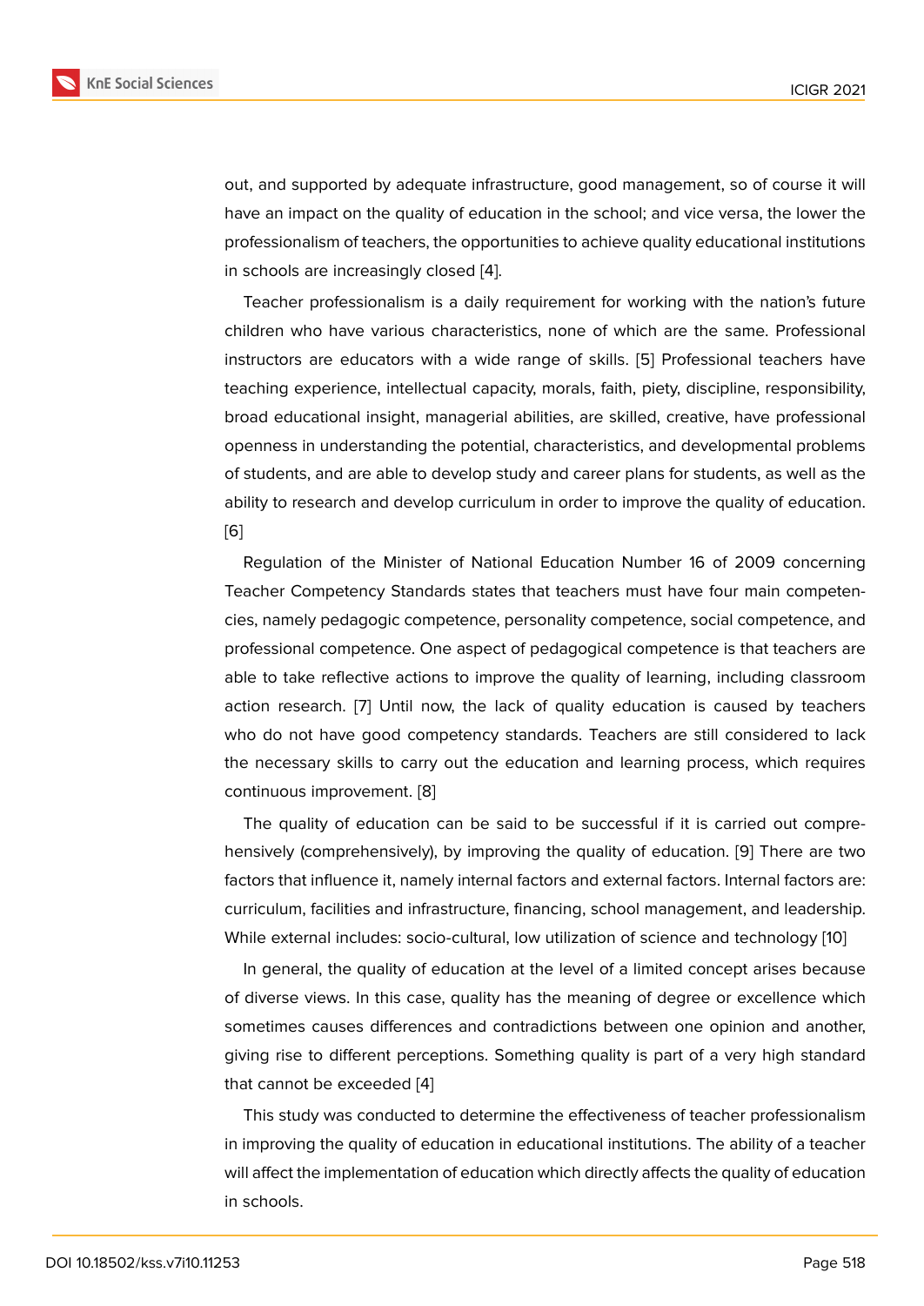out, and supported by adequate infrastructure, good management, so of course it will have an impact on the quality of education in the school; and vice versa, the lower the professionalism of teachers, the opportunities to achieve quality educational institutions in schools are increasingly closed [4].

Teacher professionalism is a daily requirement for working with the nation's future children who have various characteristics, none of which are the same. Professional instructors are educators with a wide range of skills. [5] Professional teachers have teaching experience, intellectual capacity, morals, faith, piety, discipline, responsibility, broad educational insight, managerial abilities, are skilled, creative, have professional openness in understanding the potential, characteristics, and developmental problems of students, and are able to develop study and career plans for students, as well as the ability to research and develop curriculum in order to improve the quality of education. [6]

Regulation of the Minister of National Education Number 16 of 2009 concerning Teacher Competency Standards states that teachers must have four main competencies, namely pedagogic competence, personality competence, social competence, and professional competence. One aspect of pedagogical competence is that teachers are able to take reflective actions to improve the quality of learning, including classroom action research. [7] Until now, the lack of quality education is caused by teachers who do not have good competency standards. Teachers are still considered to lack the necessary skills to carry out the education and learning process, which requires continuous improvement. [8]

The quality of education can be said to be successful if it is carried out comprehensively (comprehensively), by improving the quality of education. [9] There are two factors that influence it, namely internal factors and external factors. Internal factors are: curriculum, facilities and infrastructure, financing, school management, and leadership. While external includes: socio-cultural, low utilization of science and technology [10]

In general, the quality of education at the level of a limited concept arises because of diverse views. In this case, quality has the meaning of degree or excellence which sometimes causes differences and contradictions between one opinion and another, giving rise to different perceptions. Something quality is part of a very high standard that cannot be exceeded [4]

This study was conducted to determine the effectiveness of teacher professionalism in improving the quality of education in educational institutions. The ability of a teacher will affect the implementation of education which directly affects the quality of education in schools.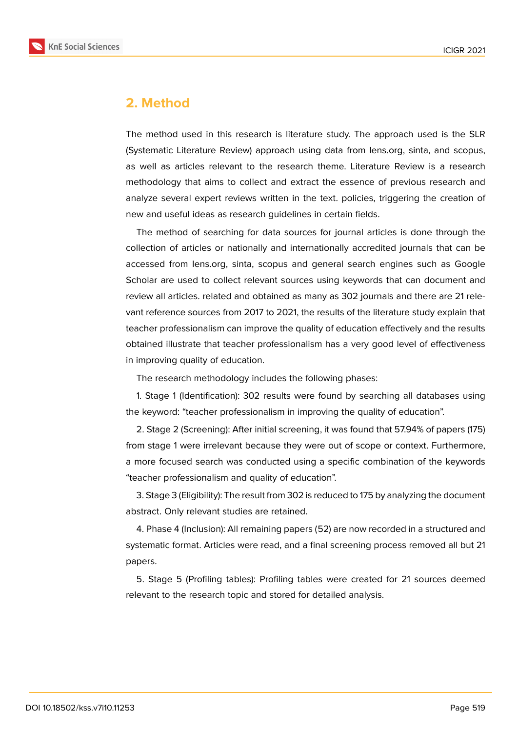## 2. Method

The method used in this research is literature study. The approach used is the SLR (Systematic Literature Review) approach using data from lens.org, sinta, and scopus, as well as articles relevant to the research theme. Literature Review is a research methodology that aims to collect and extract the essence of previous research and analyze several expert reviews written in the text. policies, triggering the creation of new and useful ideas as research guidelines in certain fields.

The method of searching for data sources for journal articles is done through the collection of articles or nationally and internationally accredited journals that can be accessed from lens.org, sinta, scopus and general search engines such as Google Scholar are used to collect relevant sources using keywords that can document and review all articles. related and obtained as many as 302 journals and there are 21 relevant reference sources from 2017 to 2021, the results of the literature study explain that teacher professionalism can improve the quality of education effectively and the results obtained illustrate that teacher professionalism has a very good level of effectiveness in improving quality of education.

The research methodology includes the following phases:

1. Stage 1 (Identification): 302 results were found by searching all databases using the keyword: "teacher professionalism in improving the quality of education".

2. Stage 2 (Screening): After initial screening, it was found that 57.94% of papers (175) from stage 1 were irrelevant because they were out of scope or context. Furthermore, a more focused search was conducted using a specific combination of the keywords "teacher professionalism and quality of education".

3. Stage 3 (Eligibility): The result from 302 is reduced to 175 by analyzing the document abstract. Only relevant studies are retained.

4. Phase 4 (Inclusion): All remaining papers (52) are now recorded in a structured and systematic format. Articles were read, and a final screening process removed all but 21 papers.

5. Stage 5 (Profiling tables): Profiling tables were created for 21 sources deemed relevant to the research topic and stored for detailed analysis.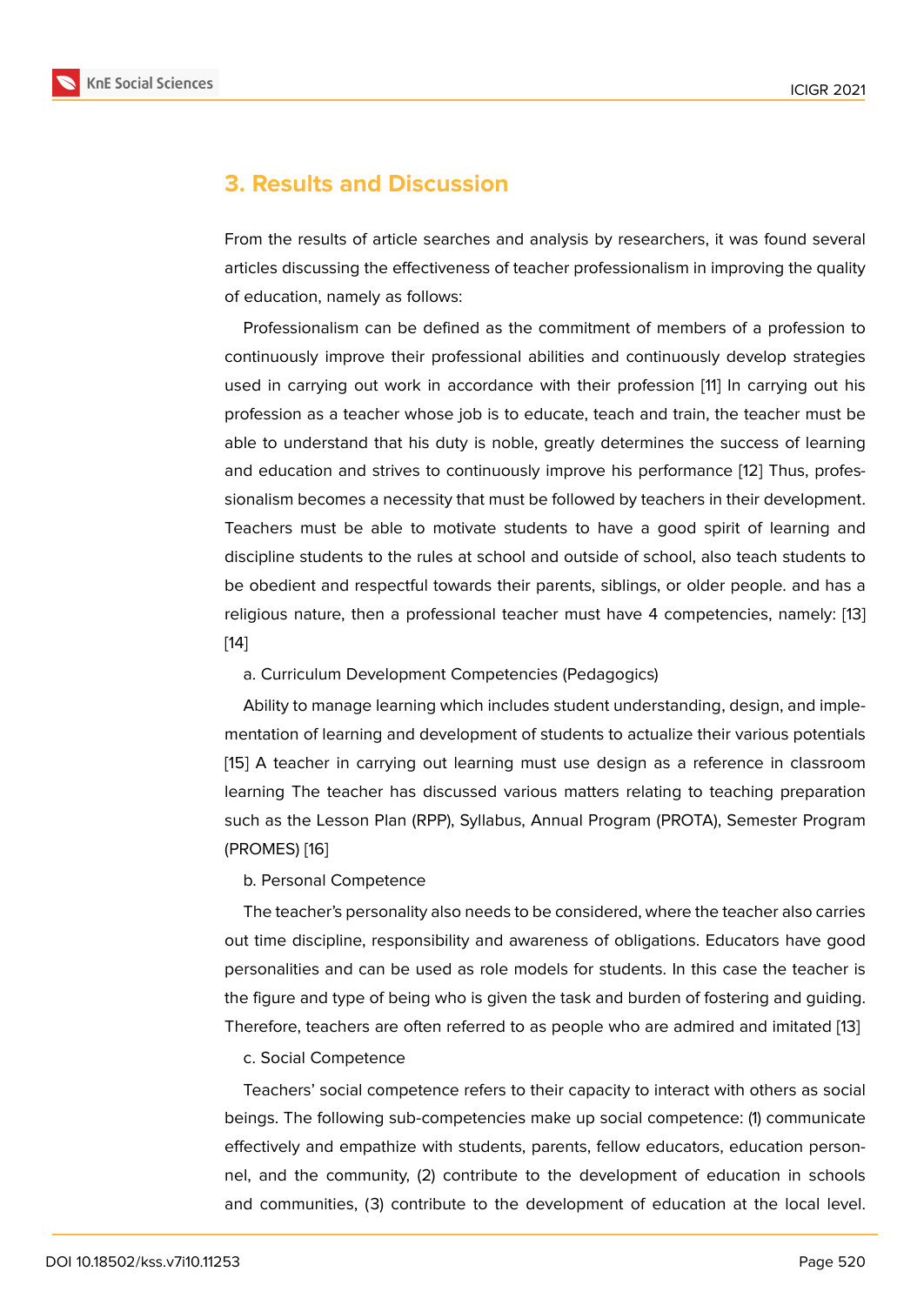## 3. Results and Discussion

From the results of article searches and analysis by researchers, it was found several articles discussing the effectiveness of teacher professionalism in improving the quality of education, namely as follows:

Professionalism can be defined as the commitment of members of a profession to continuously improve their professional abilities and continuously develop strategies used in carrying out work in accordance with their profession [11] In carrying out his profession as a teacher whose job is to educate, teach and train, the teacher must be able to understand that his duty is noble, greatly determines the success of learning and education and strives to continuously improve his performance [12] Thus, professionalism becomes a necessity that must be followed by teachers in their development. Teachers must be able to motivate students to have a good spirit of learning and discipline students to the rules at school and outside of school, also teach students to be obedient and respectful towards their parents, siblings, or older people. and has a religious nature, then a professional teacher must have 4 competencies, namely: [13] [14]

a. Curriculum Development Competencies (Pedagogics)

Ability to manage learning which includes student understanding, design, and implementation of learning and development of students to actualize their various potentials [15] A teacher in carrying out learning must use design as a reference in classroom learning The teacher has discussed various matters relating to teaching preparation such as the Lesson Plan (RPP), Syllabus, Annual Program (PROTA), Semester Program (PROMES) [16]

b. Personal Competence

The teacher's personality also needs to be considered, where the teacher also carries out time discipline, responsibility and awareness of obligations. Educators have good personalities and can be used as role models for students. In this case the teacher is the figure and type of being who is given the task and burden of fostering and guiding. Therefore, teachers are often referred to as people who are admired and imitated [13]

c. Social Competence

Teachers' social competence refers to their capacity to interact with others as social beings. The following sub-competencies make up social competence: (1) communicate effectively and empathize with students, parents, fellow educators, education personnel, and the community, (2) contribute to the development of education in schools and communities, (3) contribute to the development of education at the local level.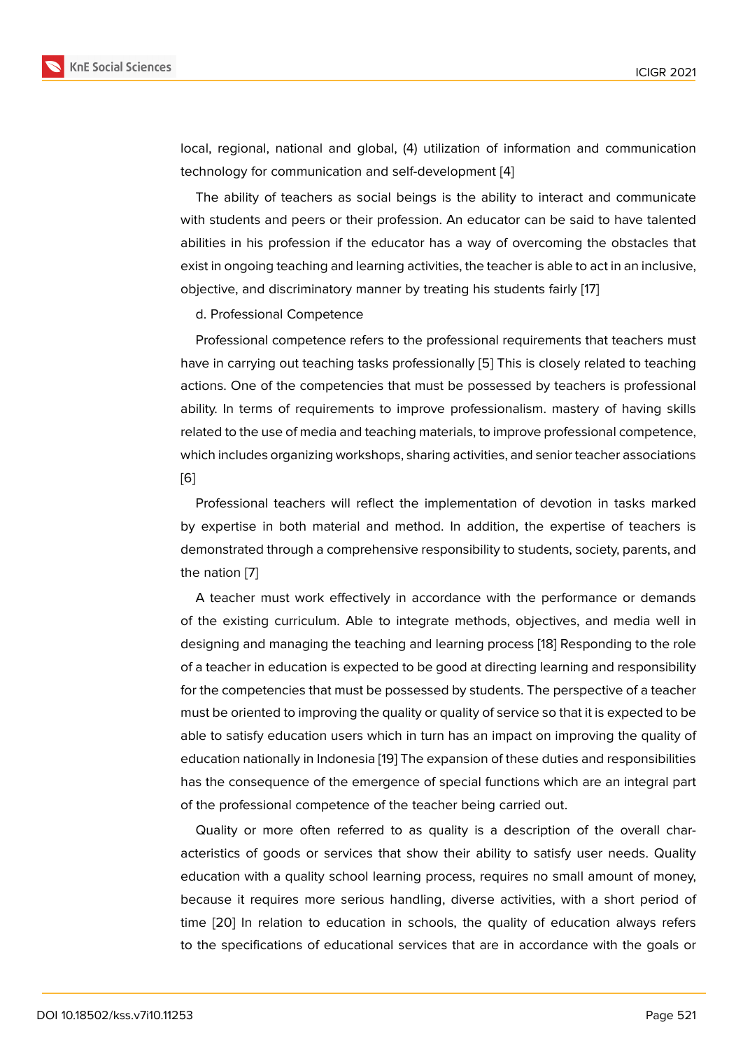local, regional, national and global, (4) utilization of information and communication technology for communication and self-development [4]

The ability of teachers as social beings is the ability to interact and communicate with students and peers or their profession. An educator can be said to have talented abilities in his profession if the educator has a way of overcoming the obstacles that exist in ongoing teaching and learning activities, the teacher is able to act in an inclusive, objective, and discriminatory manner by treating his students fairly [17]

d. Professional Competence

Professional competence refers to the professional requirements that teachers must have in carrying out teaching tasks professionally [5] This is closely related to teaching actions. One of the competencies that must be possessed by teachers is professional ability. In terms of requirements to improve professionalism. mastery of having skills related to the use of media and teaching materials, to improve professional competence, which includes organizing workshops, sharing activities, and senior teacher associations [6]

Professional teachers will reflect the implementation of devotion in tasks marked by expertise in both material and method. In addition, the expertise of teachers is demonstrated through a comprehensive responsibility to students, society, parents, and the nation [7]

A teacher must work effectively in accordance with the performance or demands of the existing curriculum. Able to integrate methods, objectives, and media well in designing and managing the teaching and learning process [18] Responding to the role of a teacher in education is expected to be good at directing learning and responsibility for the competencies that must be possessed by students. The perspective of a teacher must be oriented to improving the quality or quality of service so that it is expected to be able to satisfy education users which in turn has an impact on improving the quality of education nationally in Indonesia [19] The expansion of these duties and responsibilities has the consequence of the emergence of special functions which are an integral part of the professional competence of the teacher being carried out.

Quality or more often referred to as quality is a description of the overall characteristics of goods or services that show their ability to satisfy user needs. Quality education with a quality school learning process, requires no small amount of money, because it requires more serious handling, diverse activities, with a short period of time [20] In relation to education in schools, the quality of education always refers to the specifications of educational services that are in accordance with the goals or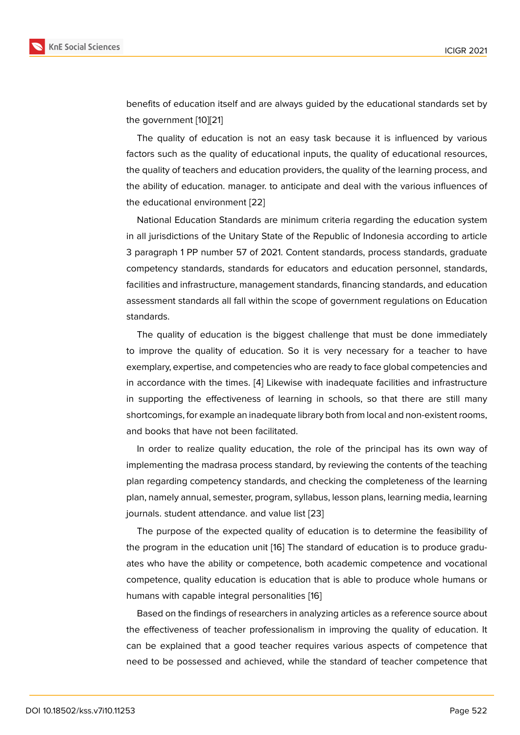benefits of education itself and are always guided by the educational standards set by the government [10][21]

The quality of education is not an easy task because it is influenced by various factors such as the quality of educational inputs, the quality of educational resources, the quality of teachers and education providers, the quality of the learning process, and the ability of education. manager. to anticipate and deal with the various influences of the educational environment [22]

National Education Standards are minimum criteria regarding the education system in all jurisdictions of the Unitary State of the Republic of Indonesia according to article 3 paragraph 1 PP number 57 of 2021. Content standards, process standards, graduate competency standards, standards for educators and education personnel, standards, facilities and infrastructure, management standards, financing standards, and education assessment standards all fall within the scope of government regulations on Education standards.

The quality of education is the biggest challenge that must be done immediately to improve the quality of education. So it is very necessary for a teacher to have exemplary, expertise, and competencies who are ready to face global competencies and in accordance with the times. [4] Likewise with inadequate facilities and infrastructure in supporting the effectiveness of learning in schools, so that there are still many shortcomings, for example an inadequate library both from local and non-existent rooms, and books that have not been facilitated.

In order to realize quality education, the role of the principal has its own way of implementing the madrasa process standard, by reviewing the contents of the teaching plan regarding competency standards, and checking the completeness of the learning plan, namely annual, semester, program, syllabus, lesson plans, learning media, learning journals. student attendance. and value list [23]

The purpose of the expected quality of education is to determine the feasibility of the program in the education unit [16] The standard of education is to produce graduates who have the ability or competence, both academic competence and vocational competence, quality education is education that is able to produce whole humans or humans with capable integral personalities [16]

Based on the findings of researchers in analyzing articles as a reference source about the effectiveness of teacher professionalism in improving the quality of education. It can be explained that a good teacher requires various aspects of competence that need to be possessed and achieved, while the standard of teacher competence that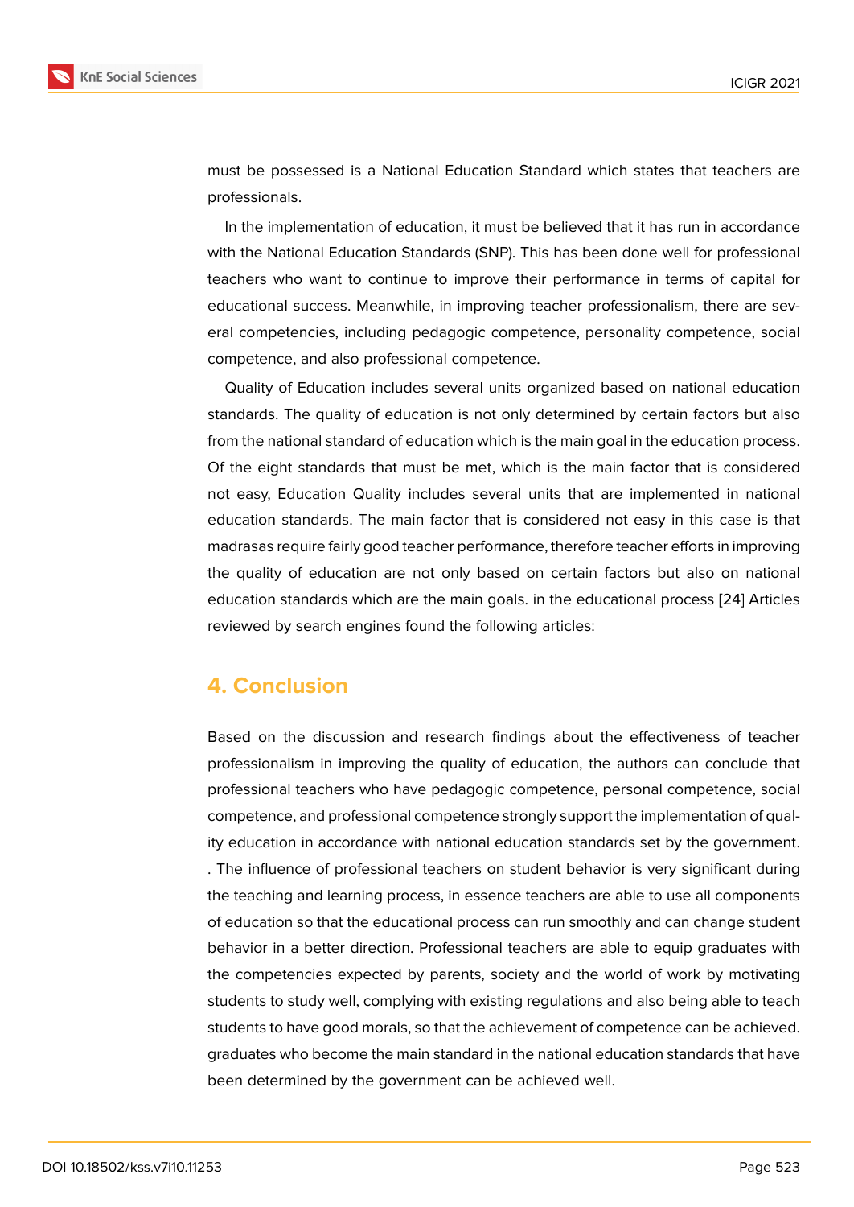must be possessed is a National Education Standard which states that teachers are professionals.

In the implementation of education, it must be believed that it has run in accordance with the National Education Standards (SNP). This has been done well for professional teachers who want to continue to improve their performance in terms of capital for educational success. Meanwhile, in improving teacher professionalism, there are several competencies, including pedagogic competence, personality competence, social competence, and also professional competence.

Quality of Education includes several units organized based on national education standards. The quality of education is not only determined by certain factors but also from the national standard of education which is the main goal in the education process. Of the eight standards that must be met, which is the main factor that is considered not easy, Education Quality includes several units that are implemented in national education standards. The main factor that is considered not easy in this case is that madrasas require fairly good teacher performance, therefore teacher efforts in improving the quality of education are not only based on certain factors but also on national education standards which are the main goals. in the educational process [24] Articles reviewed by search engines found the following articles:

## 4. Conclusion

Based on the discussion and research findings about the effectiveness of teacher professionalism in improving the quality of education, the authors can conclude that professional teachers who have pedagogic competence, personal competence, social competence, and professional competence strongly support the implementation of quality education in accordance with national education standards set by the government. . The influence of professional teachers on student behavior is very significant during the teaching and learning process, in essence teachers are able to use all components of education so that the educational process can run smoothly and can change student behavior in a better direction. Professional teachers are able to equip graduates with the competencies expected by parents, society and the world of work by motivating students to study well, complying with existing regulations and also being able to teach students to have good morals, so that the achievement of competence can be achieved. graduates who become the main standard in the national education standards that have been determined by the government can be achieved well.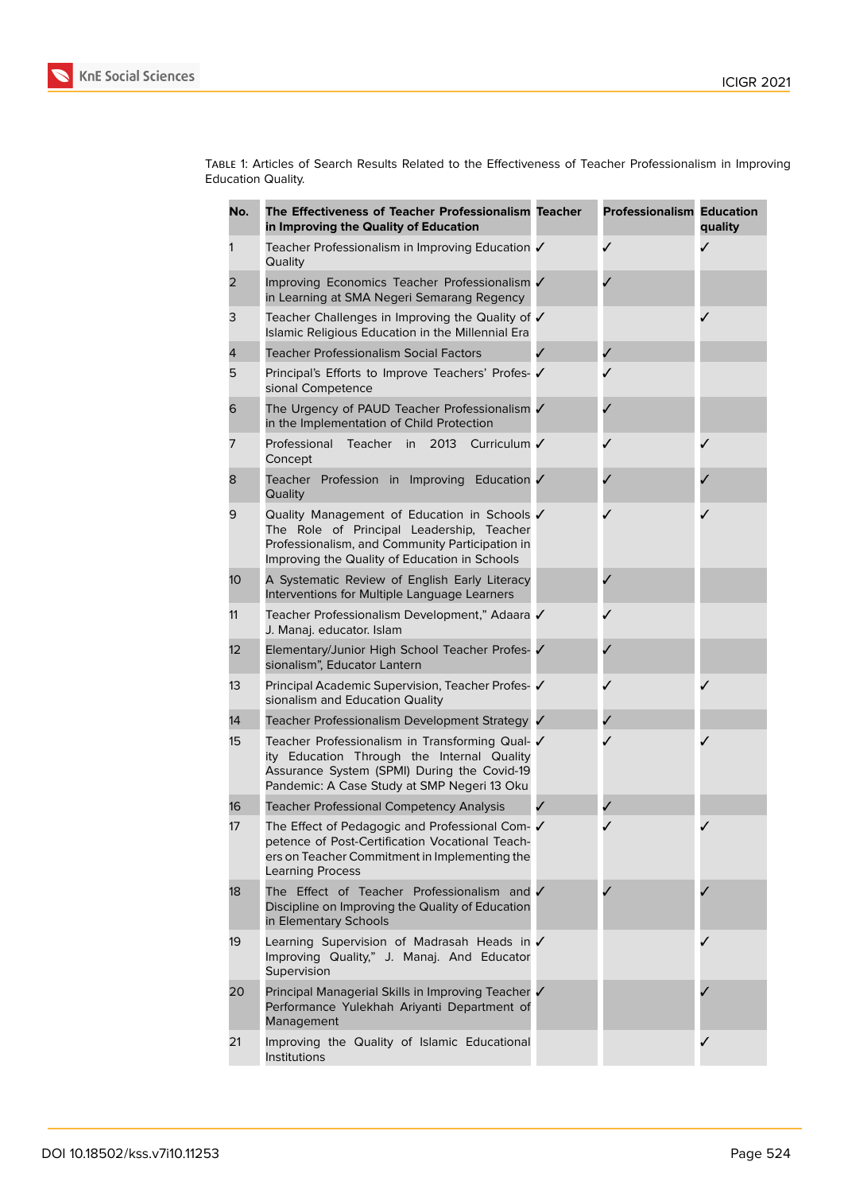Table 1: Articles of Search Results Related to the Effectiveness of Teacher Professionalism in Improving Education Quality.

| No. | The Effectiveness of Teacher Professionalism in Improving the Quality of Education | Teacher | Professionalism | Education quality |
|---|---|---|---|---|
| 1 | Teacher Professionalism in Improving Education Quality | ✓ | ✓ | ✓ |
| 2 | Improving Economics Teacher Professionalism in Learning at SMA Negeri Semarang Regency | ✓ | ✓ | |
| 3 | Teacher Challenges in Improving the Quality of Islamic Religious Education in the Millennial Era | ✓ | | ✓ |
| 4 | Teacher Professionalism Social Factors | ✓ | ✓ | |
| 5 | Principal's Efforts to Improve Teachers' Professional Competence | ✓ | ✓ | |
| 6 | The Urgency of PAUD Teacher Professionalism in the Implementation of Child Protection | ✓ | ✓ | |
| 7 | Professional Teacher in 2013 Curriculum Concept | ✓ | ✓ | ✓ |
| 8 | Teacher Profession in Improving Education Quality | ✓ | ✓ | ✓ |
| 9 | Quality Management of Education in Schools The Role of Principal Leadership, Teacher Professionalism, and Community Participation in Improving the Quality of Education in Schools | ✓ | ✓ | ✓ |
| 10 | A Systematic Review of English Early Literacy Interventions for Multiple Language Learners | | ✓ | |
| 11 | Teacher Professionalism Development," Adaara J. Manaj. educator. Islam | ✓ | ✓ | |
| 12 | Elementary/Junior High School Teacher Professionalism", Educator Lantern | ✓ | ✓ | |
| 13 | Principal Academic Supervision, Teacher Professionalism and Education Quality | ✓ | ✓ | ✓ |
| 14 | Teacher Professionalism Development Strategy | ✓ | ✓ | |
| 15 | Teacher Professionalism in Transforming Quality Education Through the Internal Quality Assurance System (SPMI) During the Covid-19 Pandemic: A Case Study at SMP Negeri 13 Oku | ✓ | ✓ | ✓ |
| 16 | Teacher Professional Competency Analysis | ✓ | ✓ | |
| 17 | The Effect of Pedagogic and Professional Competence of Post-Certification Vocational Teachers on Teacher Commitment in Implementing the Learning Process | ✓ | ✓ | ✓ |
| 18 | The Effect of Teacher Professionalism and Discipline on Improving the Quality of Education in Elementary Schools | ✓ | ✓ | ✓ |
| 19 | Learning Supervision of Madrasah Heads in Improving Quality," J. Manaj. And Educator Supervision | ✓ | | ✓ |
| 20 | Principal Managerial Skills in Improving Teacher Performance Yulekhah Ariyanti Department of Management | ✓ | | ✓ |
| 21 | Improving the Quality of Islamic Educational Institutions | | | ✓ |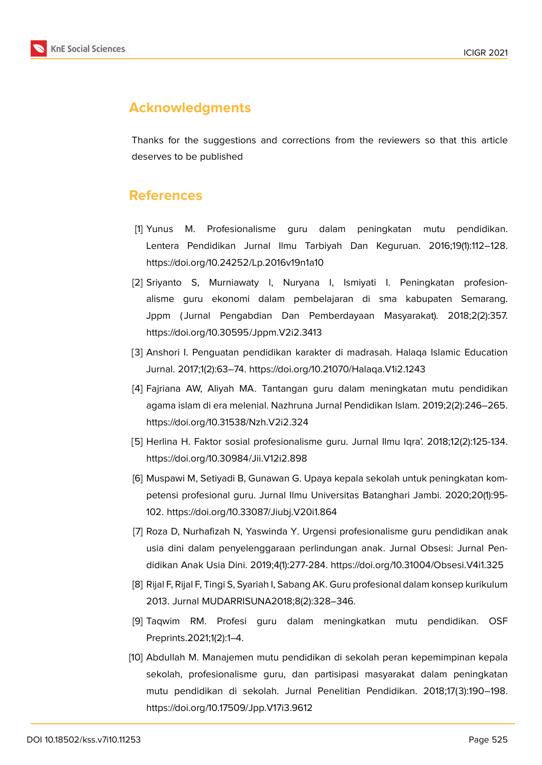## Acknowledgments

Thanks for the suggestions and corrections from the reviewers so that this article deserves to be published

## References

[1] Yunus M. Profesionalisme guru dalam peningkatan mutu pendidikan. Lentera Pendidikan Jurnal Ilmu Tarbiyah Dan Keguruan. 2016;19(1):112–128. https://doi.org/10.24252/Lp.2016v19n1a10

[2] Sriyanto S, Murniawaty I, Nuryana I, Ismiyati I. Peningkatan profesionalisme guru ekonomi dalam pembelajaran di sma kabupaten Semarang. Jppm (Jurnal Pengabdian Dan Pemberdayaan Masyarakat). 2018;2(2):357. https://doi.org/10.30595/Jppm.V2i2.3413

[3] Anshori I. Penguatan pendidikan karakter di madrasah. Halaqa Islamic Education Jurnal. 2017;1(2):63–74. https://doi.org/10.21070/Halaqa.V1i2.1243

[4] Fajriana AW, Aliyah MA. Tantangan guru dalam meningkatan mutu pendidikan agama islam di era melenial. Nazhruna Jurnal Pendidikan Islam. 2019;2(2):246–265. https://doi.org/10.31538/Nzh.V2i2.324

[5] Herlina H. Faktor sosial profesionalisme guru. Jurnal Ilmu Iqra'. 2018;12(2):125-134. https://doi.org/10.30984/Jii.V12i2.898

[6] Muspawi M, Setiyadi B, Gunawan G. Upaya kepala sekolah untuk peningkatan kompetensi profesional guru. Jurnal Ilmu Universitas Batanghari Jambi. 2020;20(1):95-102. https://doi.org/10.33087/Jiubj.V20i1.864

[7] Roza D, Nurhafizah N, Yaswinda Y. Urgensi profesionalisme guru pendidikan anak usia dini dalam penyelenggaraan perlindungan anak. Jurnal Obsesi: Jurnal Pendidikan Anak Usia Dini. 2019;4(1):277-284. https://doi.org/10.31004/Obsesi.V4i1.325

[8] Rijal F, Rijal F, Tingi S, Syariah I, Sabang AK. Guru profesional dalam konsep kurikulum 2013. Jurnal MUDARRISUNA2018;8(2):328–346.

[9] Taqwim RM. Profesi guru dalam meningkatkan mutu pendidikan. OSF Preprints.2021;1(2):1–4.

[10] Abdullah M. Manajemen mutu pendidikan di sekolah peran kepemimpinan kepala sekolah, profesionalisme guru, dan partisipasi masyarakat dalam peningkatan mutu pendidikan di sekolah. Jurnal Penelitian Pendidikan. 2018;17(3):190–198. https://doi.org/10.17509/Jpp.V17i3.9612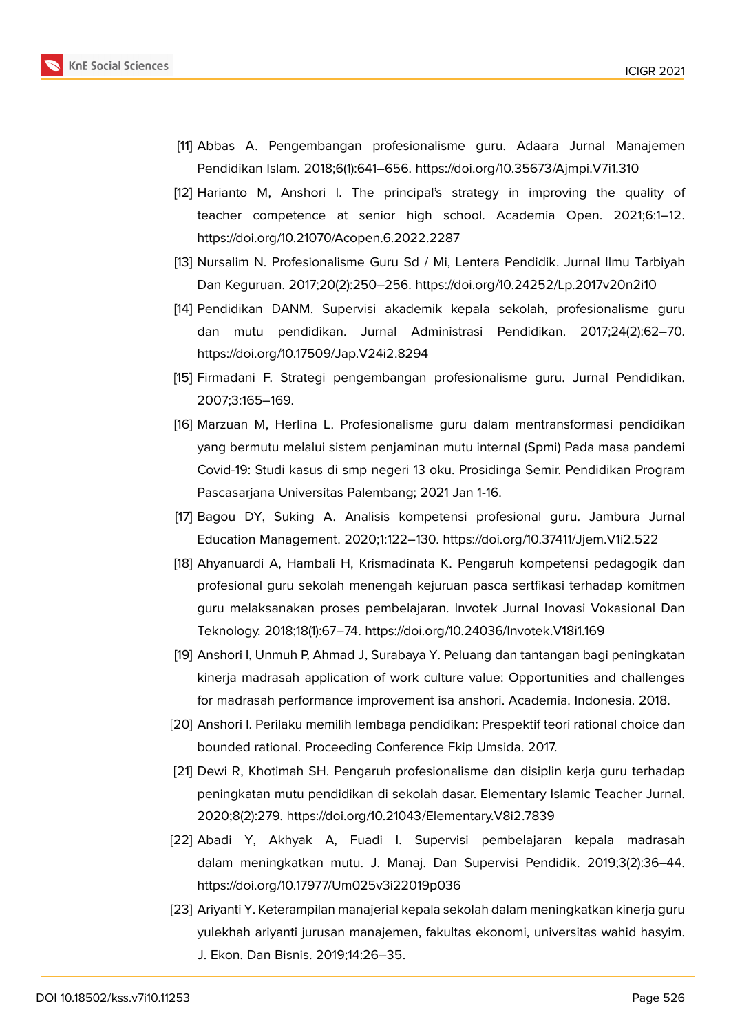[11] Abbas A. Pengembangan profesionalisme guru. Adaara Jurnal Manajemen Pendidikan Islam. 2018;6(1):641–656. https://doi.org/10.35673/Ajmpi.V7i1.310

[12] Harianto M, Anshori I. The principal's strategy in improving the quality of teacher competence at senior high school. Academia Open. 2021;6:1–12. https://doi.org/10.21070/Acopen.6.2022.2287

[13] Nursalim N. Profesionalisme Guru Sd / Mi, Lentera Pendidik. Jurnal Ilmu Tarbiyah Dan Keguruan. 2017;20(2):250–256. https://doi.org/10.24252/Lp.2017v20n2i10

[14] Pendidikan DANM. Supervisi akademik kepala sekolah, profesionalisme guru dan mutu pendidikan. Jurnal Administrasi Pendidikan. 2017;24(2):62–70. https://doi.org/10.17509/Jap.V24i2.8294

[15] Firmadani F. Strategi pengembangan profesionalisme guru. Jurnal Pendidikan. 2007;3:165–169.

[16] Marzuan M, Herlina L. Profesionalisme guru dalam mentransformasi pendidikan yang bermutu melalui sistem penjaminan mutu internal (Spmi) Pada masa pandemi Covid-19: Studi kasus di smp negeri 13 oku. Prosidinga Semir. Pendidikan Program Pascasarjana Universitas Palembang; 2021 Jan 1-16.

[17] Bagou DY, Suking A. Analisis kompetensi profesional guru. Jambura Jurnal Education Management. 2020;1:122–130. https://doi.org/10.37411/Jjem.V1i2.522

[18] Ahyanuardi A, Hambali H, Krismadinata K. Pengaruh kompetensi pedagogik dan profesional guru sekolah menengah kejuruan pasca sertfikasi terhadap komitmen guru melaksanakan proses pembelajaran. Invotek Jurnal Inovasi Vokasional Dan Teknology. 2018;18(1):67–74. https://doi.org/10.24036/Invotek.V18i1.169

[19] Anshori I, Unmuh P, Ahmad J, Surabaya Y. Peluang dan tantangan bagi peningkatan kinerja madrasah application of work culture value: Opportunities and challenges for madrasah performance improvement isa anshori. Academia. Indonesia. 2018.

[20] Anshori I. Perilaku memilih lembaga pendidikan: Prespektif teori rational choice dan bounded rational. Proceeding Conference Fkip Umsida. 2017.

[21] Dewi R, Khotimah SH. Pengaruh profesionalisme dan disiplin kerja guru terhadap peningkatan mutu pendidikan di sekolah dasar. Elementary Islamic Teacher Jurnal. 2020;8(2):279. https://doi.org/10.21043/Elementary.V8i2.7839

[22] Abadi Y, Akhyak A, Fuadi I. Supervisi pembelajaran kepala madrasah dalam meningkatkan mutu. J. Manaj. Dan Supervisi Pendidik. 2019;3(2):36–44. https://doi.org/10.17977/Um025v3i22019p036

[23] Ariyanti Y. Keterampilan manajerial kepala sekolah dalam meningkatkan kinerja guru yulekhah ariyanti jurusan manajemen, fakultas ekonomi, universitas wahid hasyim. J. Ekon. Dan Bisnis. 2019;14:26–35.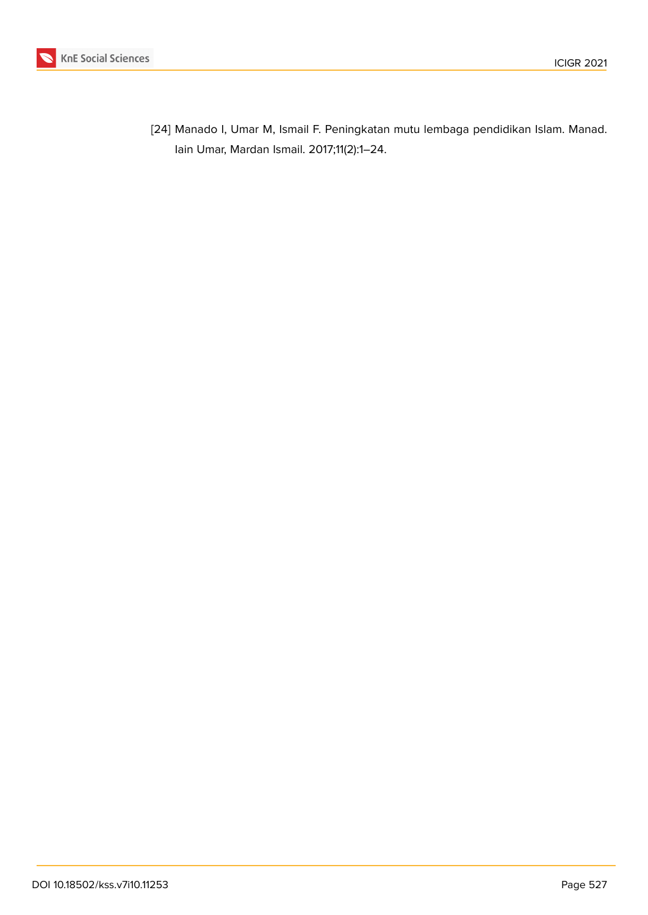[24] Manado I, Umar M, Ismail F. Peningkatan mutu lembaga pendidikan Islam. Manad. Iain Umar, Mardan Ismail. 2017;11(2):1–24.